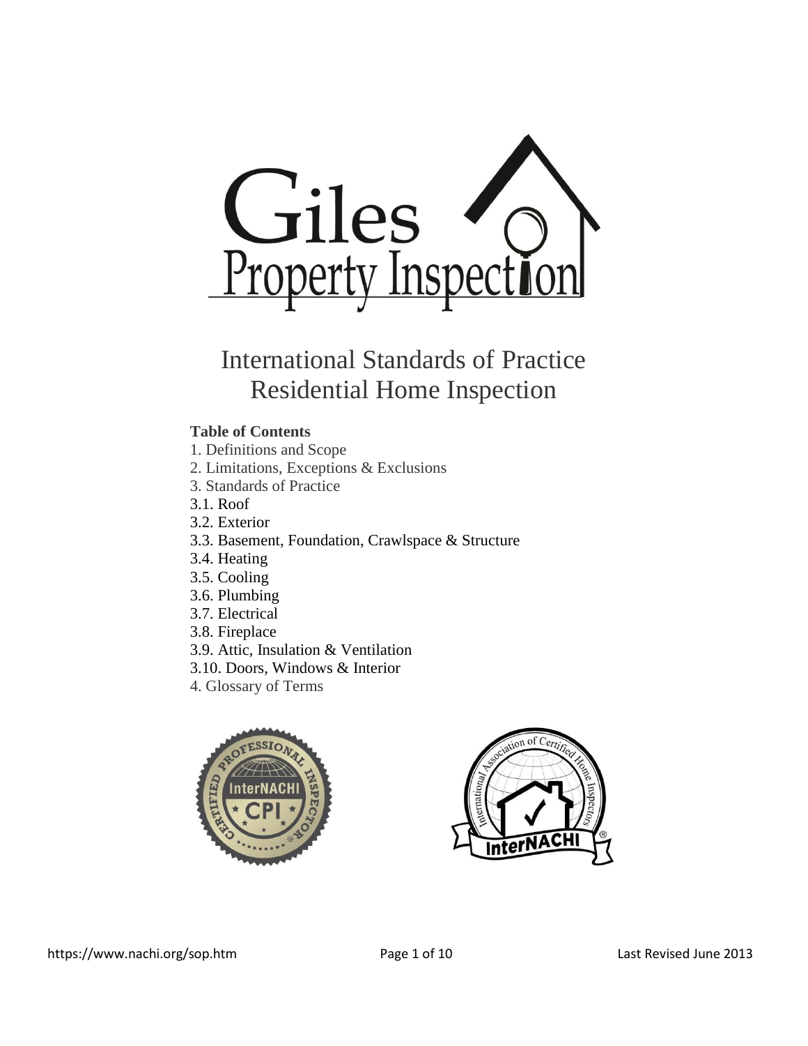# Giles Property Inspection

## International Standards of Practice
## Residential Home Inspection

**Table of Contents**

1. Definitions and Scope
2. Limitations, Exceptions & Exclusions
3. Standards of Practice
3.1. Roof
3.2. Exterior
3.3. Basement, Foundation, Crawlspace & Structure
3.4. Heating
3.5. Cooling
3.6. Plumbing
3.7. Electrical
3.8. Fireplace
3.9. Attic, Insulation & Ventilation
3.10. Doors, Windows & Interior
4. Glossary of Terms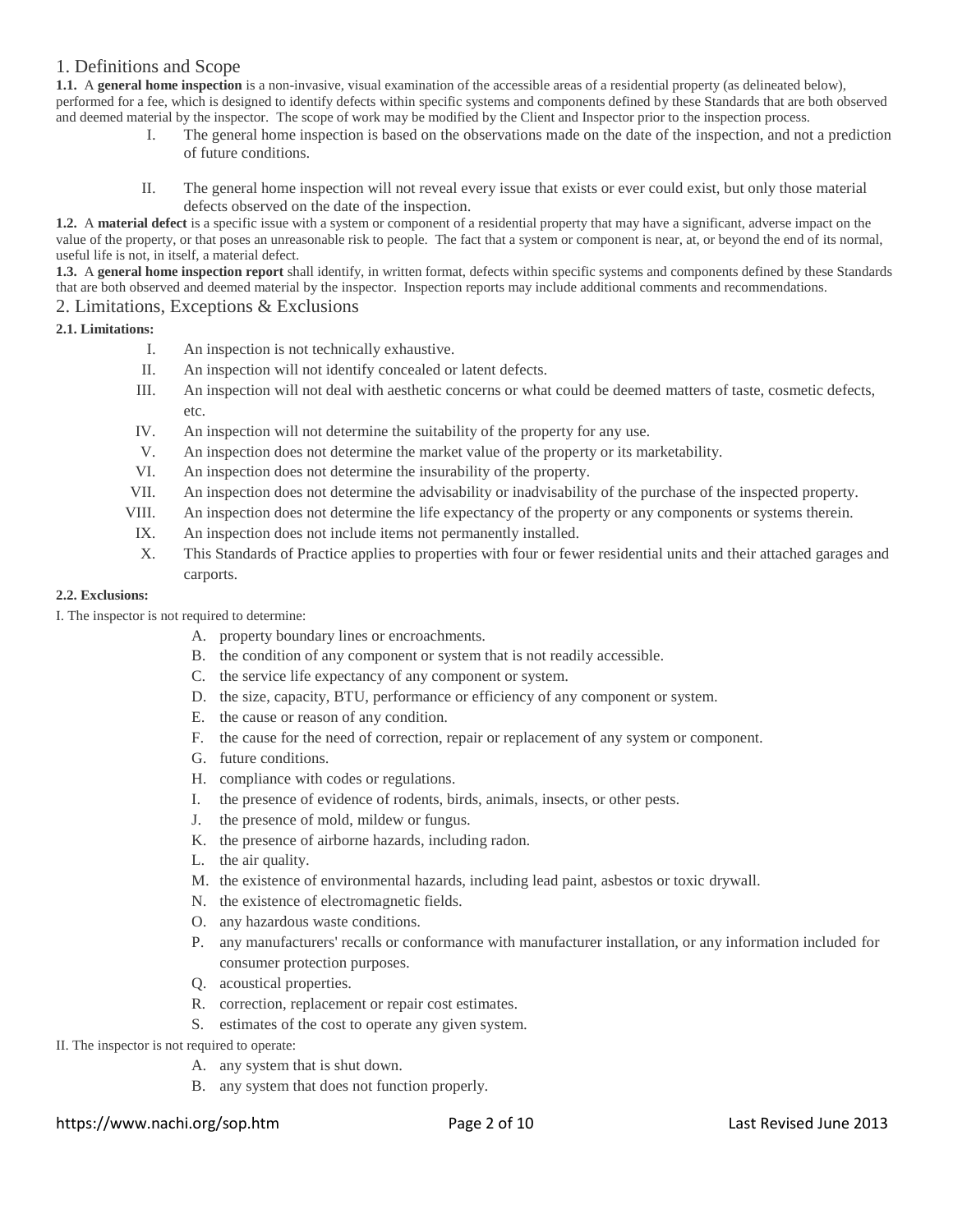## 1. Definitions and Scope

**1.1.** A **general home inspection** is a non-invasive, visual examination of the accessible areas of a residential property (as delineated below), performed for a fee, which is designed to identify defects within specific systems and components defined by these Standards that are both observed and deemed material by the inspector. The scope of work may be modified by the Client and Inspector prior to the inspection process.

I. The general home inspection is based on the observations made on the date of the inspection, and not a prediction of future conditions.

II. The general home inspection will not reveal every issue that exists or ever could exist, but only those material defects observed on the date of the inspection.

**1.2.** A **material defect** is a specific issue with a system or component of a residential property that may have a significant, adverse impact on the value of the property, or that poses an unreasonable risk to people. The fact that a system or component is near, at, or beyond the end of its normal, useful life is not, in itself, a material defect.

**1.3.** A **general home inspection report** shall identify, in written format, defects within specific systems and components defined by these Standards that are both observed and deemed material by the inspector. Inspection reports may include additional comments and recommendations.

## 2. Limitations, Exceptions & Exclusions

**2.1. Limitations:**

I. An inspection is not technically exhaustive.
II. An inspection will not identify concealed or latent defects.
III. An inspection will not deal with aesthetic concerns or what could be deemed matters of taste, cosmetic defects, etc.
IV. An inspection will not determine the suitability of the property for any use.
V. An inspection does not determine the market value of the property or its marketability.
VI. An inspection does not determine the insurability of the property.
VII. An inspection does not determine the advisability or inadvisability of the purchase of the inspected property.
VIII. An inspection does not determine the life expectancy of the property or any components or systems therein.
IX. An inspection does not include items not permanently installed.
X. This Standards of Practice applies to properties with four or fewer residential units and their attached garages and carports.

**2.2. Exclusions:**

I. The inspector is not required to determine:

A. property boundary lines or encroachments.
B. the condition of any component or system that is not readily accessible.
C. the service life expectancy of any component or system.
D. the size, capacity, BTU, performance or efficiency of any component or system.
E. the cause or reason of any condition.
F. the cause for the need of correction, repair or replacement of any system or component.
G. future conditions.
H. compliance with codes or regulations.
I. the presence of evidence of rodents, birds, animals, insects, or other pests.
J. the presence of mold, mildew or fungus.
K. the presence of airborne hazards, including radon.
L. the air quality.
M. the existence of environmental hazards, including lead paint, asbestos or toxic drywall.
N. the existence of electromagnetic fields.
O. any hazardous waste conditions.
P. any manufacturers' recalls or conformance with manufacturer installation, or any information included for consumer protection purposes.
Q. acoustical properties.
R. correction, replacement or repair cost estimates.
S. estimates of the cost to operate any given system.

II. The inspector is not required to operate:

A. any system that is shut down.
B. any system that does not function properly.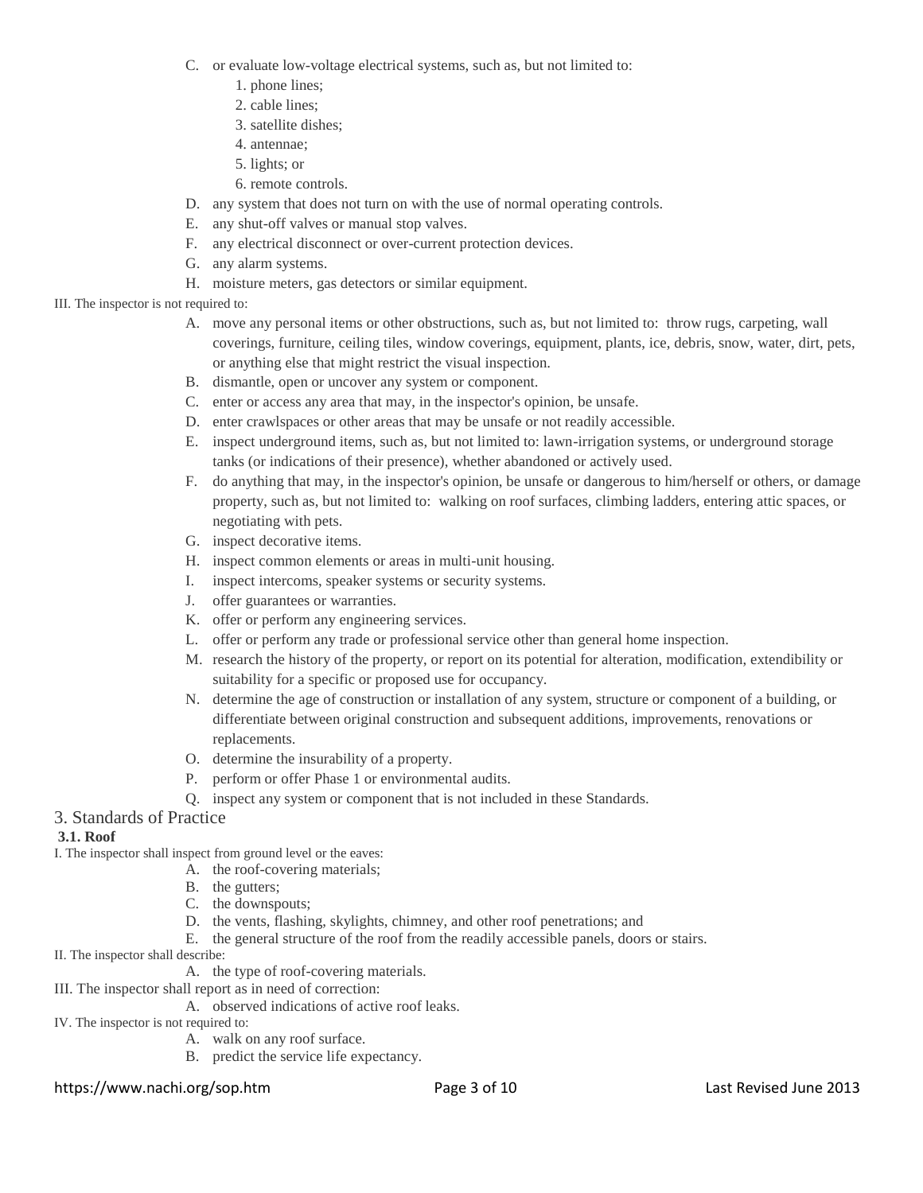C. or evaluate low-voltage electrical systems, such as, but not limited to:
    1. phone lines;
    2. cable lines;
    3. satellite dishes;
    4. antennae;
    5. lights; or
    6. remote controls.

D. any system that does not turn on with the use of normal operating controls.

E. any shut-off valves or manual stop valves.

F. any electrical disconnect or over-current protection devices.

G. any alarm systems.

H. moisture meters, gas detectors or similar equipment.

III. The inspector is not required to:

A. move any personal items or other obstructions, such as, but not limited to: throw rugs, carpeting, wall coverings, furniture, ceiling tiles, window coverings, equipment, plants, ice, debris, snow, water, dirt, pets, or anything else that might restrict the visual inspection.

B. dismantle, open or uncover any system or component.

C. enter or access any area that may, in the inspector's opinion, be unsafe.

D. enter crawlspaces or other areas that may be unsafe or not readily accessible.

E. inspect underground items, such as, but not limited to: lawn-irrigation systems, or underground storage tanks (or indications of their presence), whether abandoned or actively used.

F. do anything that may, in the inspector's opinion, be unsafe or dangerous to him/herself or others, or damage property, such as, but not limited to: walking on roof surfaces, climbing ladders, entering attic spaces, or negotiating with pets.

G. inspect decorative items.

H. inspect common elements or areas in multi-unit housing.

I. inspect intercoms, speaker systems or security systems.

J. offer guarantees or warranties.

K. offer or perform any engineering services.

L. offer or perform any trade or professional service other than general home inspection.

M. research the history of the property, or report on its potential for alteration, modification, extendibility or suitability for a specific or proposed use for occupancy.

N. determine the age of construction or installation of any system, structure or component of a building, or differentiate between original construction and subsequent additions, improvements, renovations or replacements.

O. determine the insurability of a property.

P. perform or offer Phase 1 or environmental audits.

Q. inspect any system or component that is not included in these Standards.

## 3. Standards of Practice

### 3.1. Roof

I. The inspector shall inspect from ground level or the eaves:

A. the roof-covering materials;

B. the gutters;

C. the downspouts;

D. the vents, flashing, skylights, chimney, and other roof penetrations; and

E. the general structure of the roof from the readily accessible panels, doors or stairs.

II. The inspector shall describe:

A. the type of roof-covering materials.

III. The inspector shall report as in need of correction:

A. observed indications of active roof leaks.

IV. The inspector is not required to:

A. walk on any roof surface.

B. predict the service life expectancy.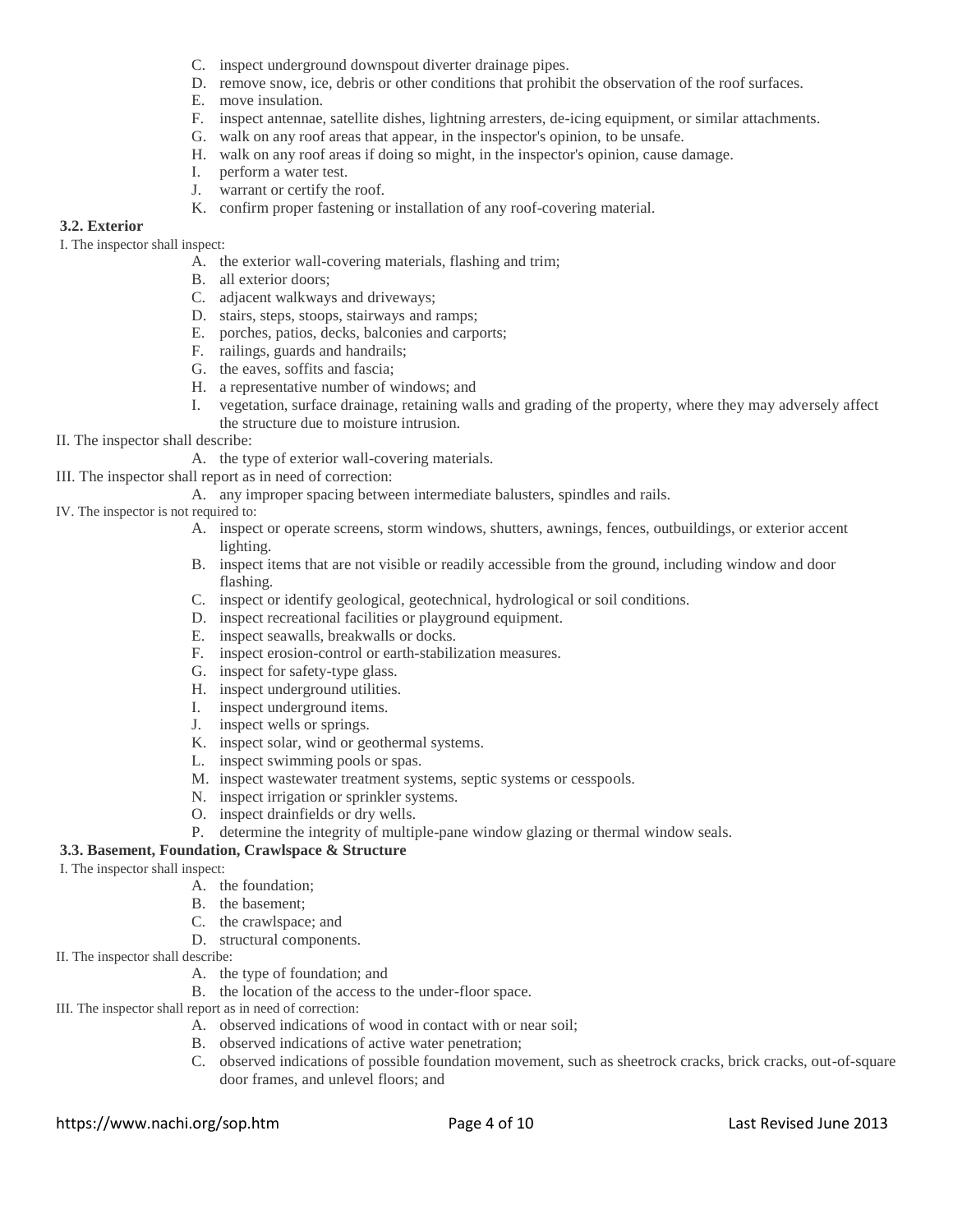C. inspect underground downspout diverter drainage pipes.
D. remove snow, ice, debris or other conditions that prohibit the observation of the roof surfaces.
E. move insulation.
F. inspect antennae, satellite dishes, lightning arresters, de-icing equipment, or similar attachments.
G. walk on any roof areas that appear, in the inspector's opinion, to be unsafe.
H. walk on any roof areas if doing so might, in the inspector's opinion, cause damage.
I. perform a water test.
J. warrant or certify the roof.
K. confirm proper fastening or installation of any roof-covering material.

**3.2. Exterior**

I. The inspector shall inspect:

A. the exterior wall-covering materials, flashing and trim;
B. all exterior doors;
C. adjacent walkways and driveways;
D. stairs, steps, stoops, stairways and ramps;
E. porches, patios, decks, balconies and carports;
F. railings, guards and handrails;
G. the eaves, soffits and fascia;
H. a representative number of windows; and
I. vegetation, surface drainage, retaining walls and grading of the property, where they may adversely affect the structure due to moisture intrusion.

II. The inspector shall describe:

A. the type of exterior wall-covering materials.

III. The inspector shall report as in need of correction:

A. any improper spacing between intermediate balusters, spindles and rails.

IV. The inspector is not required to:

A. inspect or operate screens, storm windows, shutters, awnings, fences, outbuildings, or exterior accent lighting.
B. inspect items that are not visible or readily accessible from the ground, including window and door flashing.
C. inspect or identify geological, geotechnical, hydrological or soil conditions.
D. inspect recreational facilities or playground equipment.
E. inspect seawalls, breakwalls or docks.
F. inspect erosion-control or earth-stabilization measures.
G. inspect for safety-type glass.
H. inspect underground utilities.
I. inspect underground items.
J. inspect wells or springs.
K. inspect solar, wind or geothermal systems.
L. inspect swimming pools or spas.
M. inspect wastewater treatment systems, septic systems or cesspools.
N. inspect irrigation or sprinkler systems.
O. inspect drainfields or dry wells.
P. determine the integrity of multiple-pane window glazing or thermal window seals.

**3.3. Basement, Foundation, Crawlspace & Structure**

I. The inspector shall inspect:

A. the foundation;
B. the basement;
C. the crawlspace; and
D. structural components.

II. The inspector shall describe:

A. the type of foundation; and
B. the location of the access to the under-floor space.

III. The inspector shall report as in need of correction:

A. observed indications of wood in contact with or near soil;
B. observed indications of active water penetration;
C. observed indications of possible foundation movement, such as sheetrock cracks, brick cracks, out-of-square door frames, and unlevel floors; and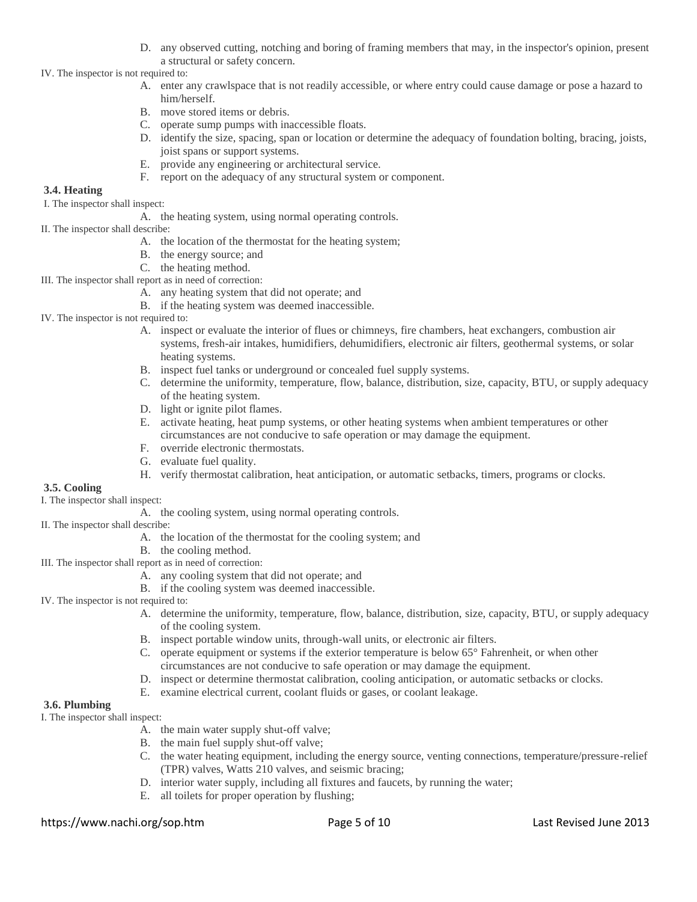D. any observed cutting, notching and boring of framing members that may, in the inspector's opinion, present a structural or safety concern.

IV. The inspector is not required to:

A. enter any crawlspace that is not readily accessible, or where entry could cause damage or pose a hazard to him/herself.
B. move stored items or debris.
C. operate sump pumps with inaccessible floats.
D. identify the size, spacing, span or location or determine the adequacy of foundation bolting, bracing, joists, joist spans or support systems.
E. provide any engineering or architectural service.
F. report on the adequacy of any structural system or component.

### 3.4. Heating

I. The inspector shall inspect:

A. the heating system, using normal operating controls.

II. The inspector shall describe:

A. the location of the thermostat for the heating system;
B. the energy source; and
C. the heating method.

III. The inspector shall report as in need of correction:

A. any heating system that did not operate; and
B. if the heating system was deemed inaccessible.

IV. The inspector is not required to:

A. inspect or evaluate the interior of flues or chimneys, fire chambers, heat exchangers, combustion air systems, fresh-air intakes, humidifiers, dehumidifiers, electronic air filters, geothermal systems, or solar heating systems.
B. inspect fuel tanks or underground or concealed fuel supply systems.
C. determine the uniformity, temperature, flow, balance, distribution, size, capacity, BTU, or supply adequacy of the heating system.
D. light or ignite pilot flames.
E. activate heating, heat pump systems, or other heating systems when ambient temperatures or other circumstances are not conducive to safe operation or may damage the equipment.
F. override electronic thermostats.
G. evaluate fuel quality.
H. verify thermostat calibration, heat anticipation, or automatic setbacks, timers, programs or clocks.

### 3.5. Cooling

I. The inspector shall inspect:

A. the cooling system, using normal operating controls.

II. The inspector shall describe:

A. the location of the thermostat for the cooling system; and
B. the cooling method.

III. The inspector shall report as in need of correction:

A. any cooling system that did not operate; and
B. if the cooling system was deemed inaccessible.

IV. The inspector is not required to:

A. determine the uniformity, temperature, flow, balance, distribution, size, capacity, BTU, or supply adequacy of the cooling system.
B. inspect portable window units, through-wall units, or electronic air filters.
C. operate equipment or systems if the exterior temperature is below 65° Fahrenheit, or when other circumstances are not conducive to safe operation or may damage the equipment.
D. inspect or determine thermostat calibration, cooling anticipation, or automatic setbacks or clocks.
E. examine electrical current, coolant fluids or gases, or coolant leakage.

### 3.6. Plumbing

I. The inspector shall inspect:

A. the main water supply shut-off valve;
B. the main fuel supply shut-off valve;
C. the water heating equipment, including the energy source, venting connections, temperature/pressure-relief (TPR) valves, Watts 210 valves, and seismic bracing;
D. interior water supply, including all fixtures and faucets, by running the water;
E. all toilets for proper operation by flushing;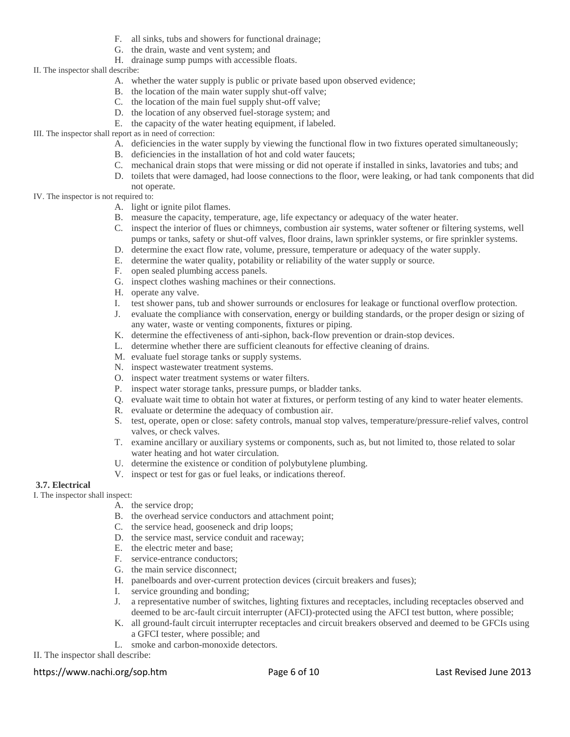F. all sinks, tubs and showers for functional drainage;
G. the drain, waste and vent system; and
H. drainage sump pumps with accessible floats.

II. The inspector shall describe:

A. whether the water supply is public or private based upon observed evidence;
B. the location of the main water supply shut-off valve;
C. the location of the main fuel supply shut-off valve;
D. the location of any observed fuel-storage system; and
E. the capacity of the water heating equipment, if labeled.

III. The inspector shall report as in need of correction:

A. deficiencies in the water supply by viewing the functional flow in two fixtures operated simultaneously;
B. deficiencies in the installation of hot and cold water faucets;
C. mechanical drain stops that were missing or did not operate if installed in sinks, lavatories and tubs; and
D. toilets that were damaged, had loose connections to the floor, were leaking, or had tank components that did not operate.

IV. The inspector is not required to:

A. light or ignite pilot flames.
B. measure the capacity, temperature, age, life expectancy or adequacy of the water heater.
C. inspect the interior of flues or chimneys, combustion air systems, water softener or filtering systems, well pumps or tanks, safety or shut-off valves, floor drains, lawn sprinkler systems, or fire sprinkler systems.
D. determine the exact flow rate, volume, pressure, temperature or adequacy of the water supply.
E. determine the water quality, potability or reliability of the water supply or source.
F. open sealed plumbing access panels.
G. inspect clothes washing machines or their connections.
H. operate any valve.
I. test shower pans, tub and shower surrounds or enclosures for leakage or functional overflow protection.
J. evaluate the compliance with conservation, energy or building standards, or the proper design or sizing of any water, waste or venting components, fixtures or piping.
K. determine the effectiveness of anti-siphon, back-flow prevention or drain-stop devices.
L. determine whether there are sufficient cleanouts for effective cleaning of drains.
M. evaluate fuel storage tanks or supply systems.
N. inspect wastewater treatment systems.
O. inspect water treatment systems or water filters.
P. inspect water storage tanks, pressure pumps, or bladder tanks.
Q. evaluate wait time to obtain hot water at fixtures, or perform testing of any kind to water heater elements.
R. evaluate or determine the adequacy of combustion air.
S. test, operate, open or close: safety controls, manual stop valves, temperature/pressure-relief valves, control valves, or check valves.
T. examine ancillary or auxiliary systems or components, such as, but not limited to, those related to solar water heating and hot water circulation.
U. determine the existence or condition of polybutylene plumbing.
V. inspect or test for gas or fuel leaks, or indications thereof.

### 3.7. Electrical

I. The inspector shall inspect:

A. the service drop;
B. the overhead service conductors and attachment point;
C. the service head, gooseneck and drip loops;
D. the service mast, service conduit and raceway;
E. the electric meter and base;
F. service-entrance conductors;
G. the main service disconnect;
H. panelboards and over-current protection devices (circuit breakers and fuses);
I. service grounding and bonding;
J. a representative number of switches, lighting fixtures and receptacles, including receptacles observed and deemed to be arc-fault circuit interrupter (AFCI)-protected using the AFCI test button, where possible;
K. all ground-fault circuit interrupter receptacles and circuit breakers observed and deemed to be GFCIs using a GFCI tester, where possible; and
L. smoke and carbon-monoxide detectors.

II. The inspector shall describe: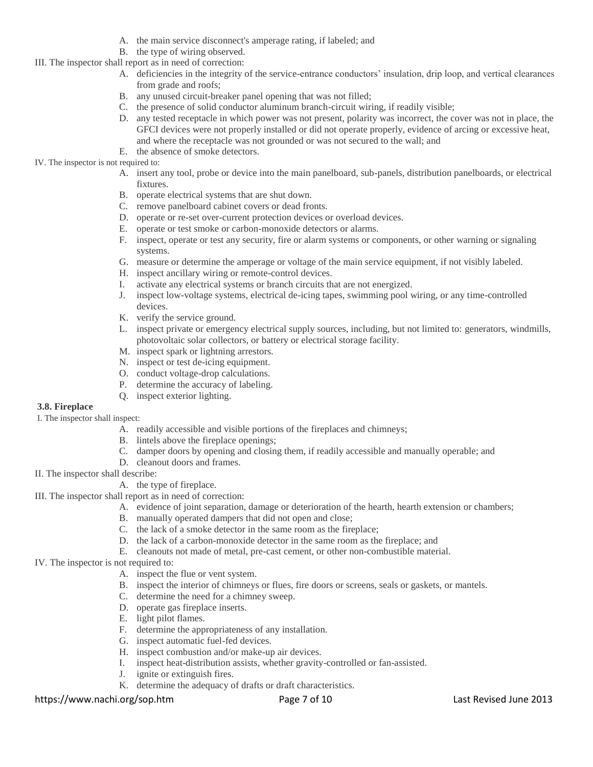A. the main service disconnect's amperage rating, if labeled; and
B. the type of wiring observed.

III. The inspector shall report as in need of correction:

A. deficiencies in the integrity of the service-entrance conductors' insulation, drip loop, and vertical clearances from grade and roofs;
B. any unused circuit-breaker panel opening that was not filled;
C. the presence of solid conductor aluminum branch-circuit wiring, if readily visible;
D. any tested receptacle in which power was not present, polarity was incorrect, the cover was not in place, the GFCI devices were not properly installed or did not operate properly, evidence of arcing or excessive heat, and where the receptacle was not grounded or was not secured to the wall; and
E. the absence of smoke detectors.

IV. The inspector is not required to:

A. insert any tool, probe or device into the main panelboard, sub-panels, distribution panelboards, or electrical fixtures.
B. operate electrical systems that are shut down.
C. remove panelboard cabinet covers or dead fronts.
D. operate or re-set over-current protection devices or overload devices.
E. operate or test smoke or carbon-monoxide detectors or alarms.
F. inspect, operate or test any security, fire or alarm systems or components, or other warning or signaling systems.
G. measure or determine the amperage or voltage of the main service equipment, if not visibly labeled.
H. inspect ancillary wiring or remote-control devices.
I. activate any electrical systems or branch circuits that are not energized.
J. inspect low-voltage systems, electrical de-icing tapes, swimming pool wiring, or any time-controlled devices.
K. verify the service ground.
L. inspect private or emergency electrical supply sources, including, but not limited to: generators, windmills, photovoltaic solar collectors, or battery or electrical storage facility.
M. inspect spark or lightning arrestors.
N. inspect or test de-icing equipment.
O. conduct voltage-drop calculations.
P. determine the accuracy of labeling.
Q. inspect exterior lighting.

### 3.8. Fireplace

I. The inspector shall inspect:

A. readily accessible and visible portions of the fireplaces and chimneys;
B. lintels above the fireplace openings;
C. damper doors by opening and closing them, if readily accessible and manually operable; and
D. cleanout doors and frames.

II. The inspector shall describe:

A. the type of fireplace.

III. The inspector shall report as in need of correction:

A. evidence of joint separation, damage or deterioration of the hearth, hearth extension or chambers;
B. manually operated dampers that did not open and close;
C. the lack of a smoke detector in the same room as the fireplace;
D. the lack of a carbon-monoxide detector in the same room as the fireplace; and
E. cleanouts not made of metal, pre-cast cement, or other non-combustible material.

IV. The inspector is not required to:

A. inspect the flue or vent system.
B. inspect the interior of chimneys or flues, fire doors or screens, seals or gaskets, or mantels.
C. determine the need for a chimney sweep.
D. operate gas fireplace inserts.
E. light pilot flames.
F. determine the appropriateness of any installation.
G. inspect automatic fuel-fed devices.
H. inspect combustion and/or make-up air devices.
I. inspect heat-distribution assists, whether gravity-controlled or fan-assisted.
J. ignite or extinguish fires.
K. determine the adequacy of drafts or draft characteristics.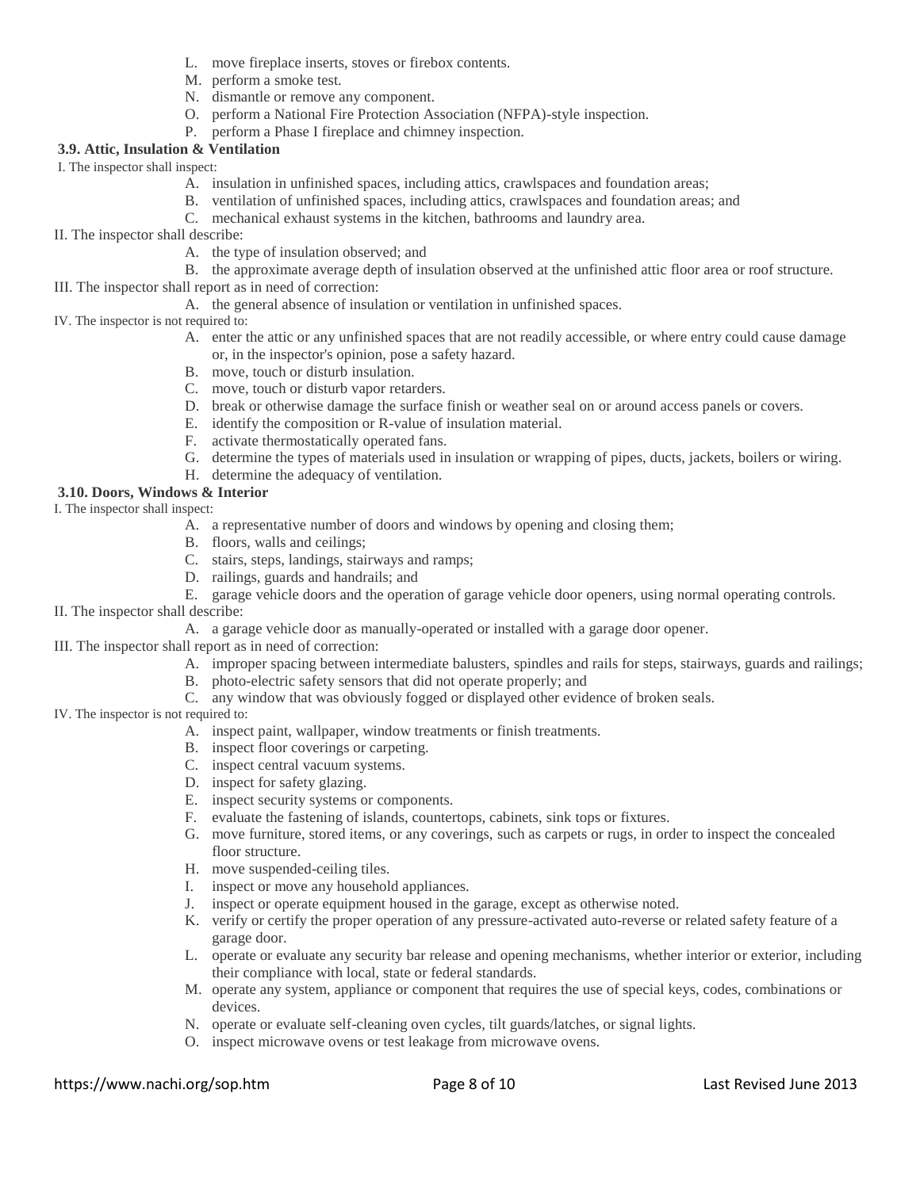L. move fireplace inserts, stoves or firebox contents.
M. perform a smoke test.
N. dismantle or remove any component.
O. perform a National Fire Protection Association (NFPA)-style inspection.
P. perform a Phase I fireplace and chimney inspection.

### 3.9. Attic, Insulation & Ventilation

I. The inspector shall inspect:

A. insulation in unfinished spaces, including attics, crawlspaces and foundation areas;
B. ventilation of unfinished spaces, including attics, crawlspaces and foundation areas; and
C. mechanical exhaust systems in the kitchen, bathrooms and laundry area.

II. The inspector shall describe:

A. the type of insulation observed; and
B. the approximate average depth of insulation observed at the unfinished attic floor area or roof structure.

III. The inspector shall report as in need of correction:

A. the general absence of insulation or ventilation in unfinished spaces.

IV. The inspector is not required to:

A. enter the attic or any unfinished spaces that are not readily accessible, or where entry could cause damage or, in the inspector's opinion, pose a safety hazard.
B. move, touch or disturb insulation.
C. move, touch or disturb vapor retarders.
D. break or otherwise damage the surface finish or weather seal on or around access panels or covers.
E. identify the composition or R-value of insulation material.
F. activate thermostatically operated fans.
G. determine the types of materials used in insulation or wrapping of pipes, ducts, jackets, boilers or wiring.
H. determine the adequacy of ventilation.

### 3.10. Doors, Windows & Interior

I. The inspector shall inspect:

A. a representative number of doors and windows by opening and closing them;
B. floors, walls and ceilings;
C. stairs, steps, landings, stairways and ramps;
D. railings, guards and handrails; and
E. garage vehicle doors and the operation of garage vehicle door openers, using normal operating controls.

II. The inspector shall describe:

A. a garage vehicle door as manually-operated or installed with a garage door opener.

III. The inspector shall report as in need of correction:

A. improper spacing between intermediate balusters, spindles and rails for steps, stairways, guards and railings;
B. photo-electric safety sensors that did not operate properly; and
C. any window that was obviously fogged or displayed other evidence of broken seals.

IV. The inspector is not required to:

A. inspect paint, wallpaper, window treatments or finish treatments.
B. inspect floor coverings or carpeting.
C. inspect central vacuum systems.
D. inspect for safety glazing.
E. inspect security systems or components.
F. evaluate the fastening of islands, countertops, cabinets, sink tops or fixtures.
G. move furniture, stored items, or any coverings, such as carpets or rugs, in order to inspect the concealed floor structure.
H. move suspended-ceiling tiles.
I. inspect or move any household appliances.
J. inspect or operate equipment housed in the garage, except as otherwise noted.
K. verify or certify the proper operation of any pressure-activated auto-reverse or related safety feature of a garage door.
L. operate or evaluate any security bar release and opening mechanisms, whether interior or exterior, including their compliance with local, state or federal standards.
M. operate any system, appliance or component that requires the use of special keys, codes, combinations or devices.
N. operate or evaluate self-cleaning oven cycles, tilt guards/latches, or signal lights.
O. inspect microwave ovens or test leakage from microwave ovens.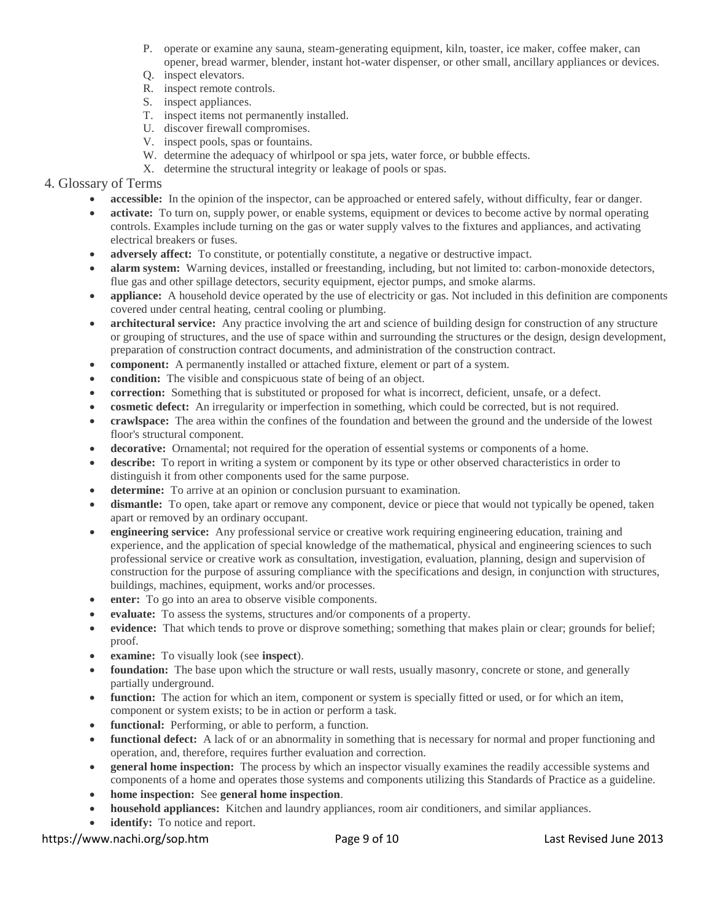P. operate or examine any sauna, steam-generating equipment, kiln, toaster, ice maker, coffee maker, can opener, bread warmer, blender, instant hot-water dispenser, or other small, ancillary appliances or devices.
Q. inspect elevators.
R. inspect remote controls.
S. inspect appliances.
T. inspect items not permanently installed.
U. discover firewall compromises.
V. inspect pools, spas or fountains.
W. determine the adequacy of whirlpool or spa jets, water force, or bubble effects.
X. determine the structural integrity or leakage of pools or spas.

## 4. Glossary of Terms

- **accessible:** In the opinion of the inspector, can be approached or entered safely, without difficulty, fear or danger.
- **activate:** To turn on, supply power, or enable systems, equipment or devices to become active by normal operating controls. Examples include turning on the gas or water supply valves to the fixtures and appliances, and activating electrical breakers or fuses.
- **adversely affect:** To constitute, or potentially constitute, a negative or destructive impact.
- **alarm system:** Warning devices, installed or freestanding, including, but not limited to: carbon-monoxide detectors, flue gas and other spillage detectors, security equipment, ejector pumps, and smoke alarms.
- **appliance:** A household device operated by the use of electricity or gas. Not included in this definition are components covered under central heating, central cooling or plumbing.
- **architectural service:** Any practice involving the art and science of building design for construction of any structure or grouping of structures, and the use of space within and surrounding the structures or the design, design development, preparation of construction contract documents, and administration of the construction contract.
- **component:** A permanently installed or attached fixture, element or part of a system.
- **condition:** The visible and conspicuous state of being of an object.
- **correction:** Something that is substituted or proposed for what is incorrect, deficient, unsafe, or a defect.
- **cosmetic defect:** An irregularity or imperfection in something, which could be corrected, but is not required.
- **crawlspace:** The area within the confines of the foundation and between the ground and the underside of the lowest floor's structural component.
- **decorative:** Ornamental; not required for the operation of essential systems or components of a home.
- **describe:** To report in writing a system or component by its type or other observed characteristics in order to distinguish it from other components used for the same purpose.
- **determine:** To arrive at an opinion or conclusion pursuant to examination.
- **dismantle:** To open, take apart or remove any component, device or piece that would not typically be opened, taken apart or removed by an ordinary occupant.
- **engineering service:** Any professional service or creative work requiring engineering education, training and experience, and the application of special knowledge of the mathematical, physical and engineering sciences to such professional service or creative work as consultation, investigation, evaluation, planning, design and supervision of construction for the purpose of assuring compliance with the specifications and design, in conjunction with structures, buildings, machines, equipment, works and/or processes.
- **enter:** To go into an area to observe visible components.
- **evaluate:** To assess the systems, structures and/or components of a property.
- **evidence:** That which tends to prove or disprove something; something that makes plain or clear; grounds for belief; proof.
- **examine:** To visually look (see **inspect**).
- **foundation:** The base upon which the structure or wall rests, usually masonry, concrete or stone, and generally partially underground.
- **function:** The action for which an item, component or system is specially fitted or used, or for which an item, component or system exists; to be in action or perform a task.
- **functional:** Performing, or able to perform, a function.
- **functional defect:** A lack of or an abnormality in something that is necessary for normal and proper functioning and operation, and, therefore, requires further evaluation and correction.
- **general home inspection:** The process by which an inspector visually examines the readily accessible systems and components of a home and operates those systems and components utilizing this Standards of Practice as a guideline.
- **home inspection:** See **general home inspection**.
- **household appliances:** Kitchen and laundry appliances, room air conditioners, and similar appliances.
- **identify:** To notice and report.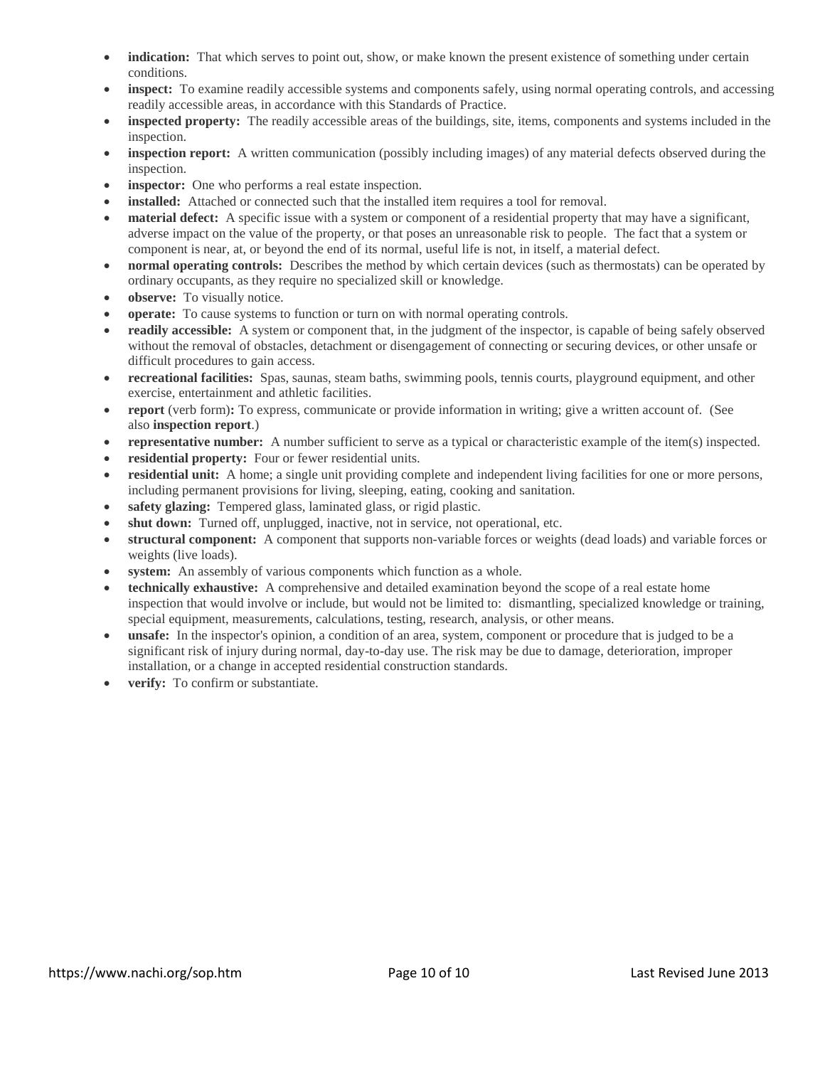- **indication:** That which serves to point out, show, or make known the present existence of something under certain conditions.
- **inspect:** To examine readily accessible systems and components safely, using normal operating controls, and accessing readily accessible areas, in accordance with this Standards of Practice.
- **inspected property:** The readily accessible areas of the buildings, site, items, components and systems included in the inspection.
- **inspection report:** A written communication (possibly including images) of any material defects observed during the inspection.
- **inspector:** One who performs a real estate inspection.
- **installed:** Attached or connected such that the installed item requires a tool for removal.
- **material defect:** A specific issue with a system or component of a residential property that may have a significant, adverse impact on the value of the property, or that poses an unreasonable risk to people. The fact that a system or component is near, at, or beyond the end of its normal, useful life is not, in itself, a material defect.
- **normal operating controls:** Describes the method by which certain devices (such as thermostats) can be operated by ordinary occupants, as they require no specialized skill or knowledge.
- **observe:** To visually notice.
- **operate:** To cause systems to function or turn on with normal operating controls.
- **readily accessible:** A system or component that, in the judgment of the inspector, is capable of being safely observed without the removal of obstacles, detachment or disengagement of connecting or securing devices, or other unsafe or difficult procedures to gain access.
- **recreational facilities:** Spas, saunas, steam baths, swimming pools, tennis courts, playground equipment, and other exercise, entertainment and athletic facilities.
- **report** (verb form)**:** To express, communicate or provide information in writing; give a written account of. (See also **inspection report**.)
- **representative number:** A number sufficient to serve as a typical or characteristic example of the item(s) inspected.
- **residential property:** Four or fewer residential units.
- **residential unit:** A home; a single unit providing complete and independent living facilities for one or more persons, including permanent provisions for living, sleeping, eating, cooking and sanitation.
- **safety glazing:** Tempered glass, laminated glass, or rigid plastic.
- **shut down:** Turned off, unplugged, inactive, not in service, not operational, etc.
- **structural component:** A component that supports non-variable forces or weights (dead loads) and variable forces or weights (live loads).
- **system:** An assembly of various components which function as a whole.
- **technically exhaustive:** A comprehensive and detailed examination beyond the scope of a real estate home inspection that would involve or include, but would not be limited to: dismantling, specialized knowledge or training, special equipment, measurements, calculations, testing, research, analysis, or other means.
- **unsafe:** In the inspector's opinion, a condition of an area, system, component or procedure that is judged to be a significant risk of injury during normal, day-to-day use. The risk may be due to damage, deterioration, improper installation, or a change in accepted residential construction standards.
- **verify:** To confirm or substantiate.